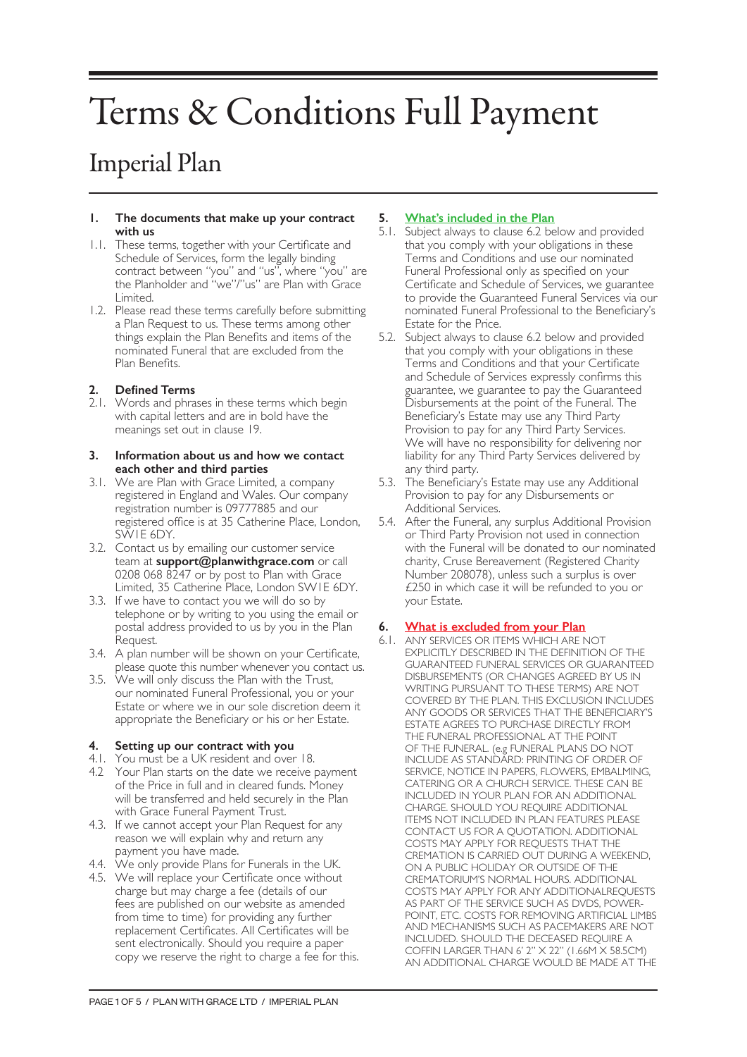# Terms & Conditions Full Payment

## Imperial Plan

**1. The documents that make up your contract with us**

1.1. These terms, together with your Certificate and Schedule of Services, form the legally binding contract between "you" and "us", where "you" are the Planholder and "we"/"us" are Plan with Grace Limited.

1.2. Please read these terms carefully before submitting a Plan Request to us. These terms among other things explain the Plan Benefits and items of the nominated Funeral that are excluded from the Plan Benefits.

**2. Defined Terms**

2.1. Words and phrases in these terms which begin with capital letters and are in bold have the meanings set out in clause 19.

**3. Information about us and how we contact each other and third parties**

3.1. We are Plan with Grace Limited, a company registered in England and Wales. Our company registration number is 09777885 and our registered office is at 35 Catherine Place, London, SW1E 6DY.

3.2. Contact us by emailing our customer service team at **support@planwithgrace.com** or call 0208 068 8247 or by post to Plan with Grace Limited, 35 Catherine Place, London SW1E 6DY.

3.3. If we have to contact you we will do so by telephone or by writing to you using the email or postal address provided to us by you in the Plan Request.

3.4. A plan number will be shown on your Certificate, please quote this number whenever you contact us.

3.5. We will only discuss the Plan with the Trust, our nominated Funeral Professional, you or your Estate or where we in our sole discretion deem it appropriate the Beneficiary or his or her Estate.

**4. Setting up our contract with you**

4.1. You must be a UK resident and over 18.

4.2 Your Plan starts on the date we receive payment of the Price in full and in cleared funds. Money will be transferred and held securely in the Plan with Grace Funeral Payment Trust.

4.3. If we cannot accept your Plan Request for any reason we will explain why and return any payment you have made.

4.4. We only provide Plans for Funerals in the UK.

4.5. We will replace your Certificate once without charge but may charge a fee (details of our fees are published on our website as amended from time to time) for providing any further replacement Certificates. All Certificates will be sent electronically. Should you require a paper copy we reserve the right to charge a fee for this.

**5. What's included in the Plan**

5.1. Subject always to clause 6.2 below and provided that you comply with your obligations in these Terms and Conditions and use our nominated Funeral Professional only as specified on your Certificate and Schedule of Services, we guarantee to provide the Guaranteed Funeral Services via our nominated Funeral Professional to the Beneficiary's Estate for the Price.

5.2. Subject always to clause 6.2 below and provided that you comply with your obligations in these Terms and Conditions and that your Certificate and Schedule of Services expressly confirms this guarantee, we guarantee to pay the Guaranteed Disbursements at the point of the Funeral. The Beneficiary's Estate may use any Third Party Provision to pay for any Third Party Services. We will have no responsibility for delivering nor liability for any Third Party Services delivered by any third party.

5.3. The Beneficiary's Estate may use any Additional Provision to pay for any Disbursements or Additional Services.

5.4. After the Funeral, any surplus Additional Provision or Third Party Provision not used in connection with the Funeral will be donated to our nominated charity, Cruse Bereavement (Registered Charity Number 208078), unless such a surplus is over £250 in which case it will be refunded to you or your Estate.

**6. What is excluded from your Plan**

6.1. ANY SERVICES OR ITEMS WHICH ARE NOT EXPLICITLY DESCRIBED IN THE DEFINITION OF THE GUARANTEED FUNERAL SERVICES OR GUARANTEED DISBURSEMENTS (OR CHANGES AGREED BY US IN WRITING PURSUANT TO THESE TERMS) ARE NOT COVERED BY THE PLAN. THIS EXCLUSION INCLUDES ANY GOODS OR SERVICES THAT THE BENEFICIARY'S ESTATE AGREES TO PURCHASE DIRECTLY FROM THE FUNERAL PROFESSIONAL AT THE POINT OF THE FUNERAL. (e.g FUNERAL PLANS DO NOT INCLUDE AS STANDARD: PRINTING OF ORDER OF SERVICE, NOTICE IN PAPERS, FLOWERS, EMBALMING, CATERING OR A CHURCH SERVICE. THESE CAN BE INCLUDED IN YOUR PLAN FOR AN ADDITIONAL CHARGE. SHOULD YOU REQUIRE ADDITIONAL ITEMS NOT INCLUDED IN PLAN FEATURES PLEASE CONTACT US FOR A QUOTATION. ADDITIONAL COSTS MAY APPLY FOR REQUESTS THAT THE CREMATION IS CARRIED OUT DURING A WEEKEND, ON A PUBLIC HOLIDAY OR OUTSIDE OF THE CREMATORIUM'S NORMAL HOURS. ADDITIONAL COSTS MAY APPLY FOR ANY ADDITIONALREQUESTS AS PART OF THE SERVICE SUCH AS DVDS, POWER-POINT, ETC. COSTS FOR REMOVING ARTIFICIAL LIMBS AND MECHANISMS SUCH AS PACEMAKERS ARE NOT INCLUDED. SHOULD THE DECEASED REQUIRE A COFFIN LARGER THAN 6' 2" X 22" (1.66M X 58.5CM) AN ADDITIONAL CHARGE WOULD BE MADE AT THE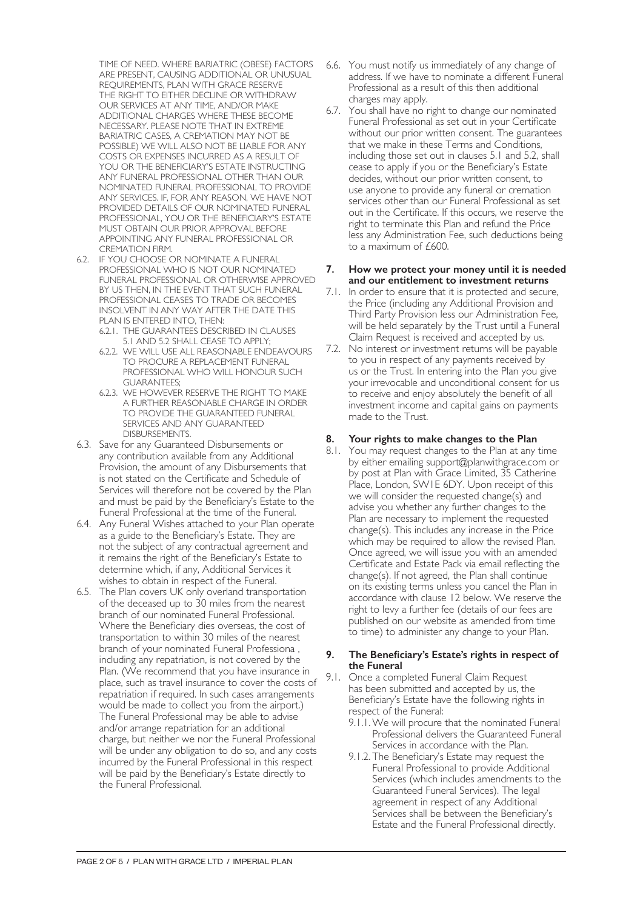TIME OF NEED. WHERE BARIATRIC (OBESE) FACTORS ARE PRESENT, CAUSING ADDITIONAL OR UNUSUAL REQUIREMENTS, PLAN WITH GRACE RESERVE THE RIGHT TO EITHER DECLINE OR WITHDRAW OUR SERVICES AT ANY TIME, AND/OR MAKE ADDITIONAL CHARGES WHERE THESE BECOME NECESSARY. PLEASE NOTE THAT IN EXTREME BARIATRIC CASES, A CREMATION MAY NOT BE POSSIBLE) WE WILL ALSO NOT BE LIABLE FOR ANY COSTS OR EXPENSES INCURRED AS A RESULT OF YOU OR THE BENEFICIARY'S ESTATE INSTRUCTING ANY FUNERAL PROFESSIONAL OTHER THAN OUR NOMINATED FUNERAL PROFESSIONAL TO PROVIDE ANY SERVICES. IF, FOR ANY REASON, WE HAVE NOT PROVIDED DETAILS OF OUR NOMINATED FUNERAL PROFESSIONAL, YOU OR THE BENEFICIARY'S ESTATE MUST OBTAIN OUR PRIOR APPROVAL BEFORE APPOINTING ANY FUNERAL PROFESSIONAL OR CREMATION FIRM.

6.2. IF YOU CHOOSE OR NOMINATE A FUNERAL PROFESSIONAL WHO IS NOT OUR NOMINATED FUNERAL PROFESSIONAL OR OTHERWISE APPROVED BY US THEN, IN THE EVENT THAT SUCH FUNERAL PROFESSIONAL CEASES TO TRADE OR BECOMES INSOLVENT IN ANY WAY AFTER THE DATE THIS PLAN IS ENTERED INTO, THEN:

6.2.1. THE GUARANTEES DESCRIBED IN CLAUSES 5.1 AND 5.2 SHALL CEASE TO APPLY;

6.2.2. WE WILL USE ALL REASONABLE ENDEAVOURS TO PROCURE A REPLACEMENT FUNERAL PROFESSIONAL WHO WILL HONOUR SUCH GUARANTEES;

6.2.3. WE HOWEVER RESERVE THE RIGHT TO MAKE A FURTHER REASONABLE CHARGE IN ORDER TO PROVIDE THE GUARANTEED FUNERAL SERVICES AND ANY GUARANTEED DISBURSEMENTS.

6.3. Save for any Guaranteed Disbursements or any contribution available from any Additional Provision, the amount of any Disbursements that is not stated on the Certificate and Schedule of Services will therefore not be covered by the Plan and must be paid by the Beneficiary's Estate to the Funeral Professional at the time of the Funeral.

6.4. Any Funeral Wishes attached to your Plan operate as a guide to the Beneficiary's Estate. They are not the subject of any contractual agreement and it remains the right of the Beneficiary's Estate to determine which, if any, Additional Services it wishes to obtain in respect of the Funeral.

6.5. The Plan covers UK only overland transportation of the deceased up to 30 miles from the nearest branch of our nominated Funeral Professional. Where the Beneficiary dies overseas, the cost of transportation to within 30 miles of the nearest branch of your nominated Funeral Professiona , including any repatriation, is not covered by the Plan. (We recommend that you have insurance in place, such as travel insurance to cover the costs of repatriation if required. In such cases arrangements would be made to collect you from the airport.) The Funeral Professional may be able to advise and/or arrange repatriation for an additional charge, but neither we nor the Funeral Professional will be under any obligation to do so, and any costs incurred by the Funeral Professional in this respect will be paid by the Beneficiary's Estate directly to the Funeral Professional.

6.6. You must notify us immediately of any change of address. If we have to nominate a different Funeral Professional as a result of this then additional charges may apply.

6.7. You shall have no right to change our nominated Funeral Professional as set out in your Certificate without our prior written consent. The guarantees that we make in these Terms and Conditions, including those set out in clauses 5.1 and 5.2, shall cease to apply if you or the Beneficiary's Estate decides, without our prior written consent, to use anyone to provide any funeral or cremation services other than our Funeral Professional as set out in the Certificate. If this occurs, we reserve the right to terminate this Plan and refund the Price less any Administration Fee, such deductions being to a maximum of £600.

## 7. How we protect your money until it is needed and our entitlement to investment returns

7.1. In order to ensure that it is protected and secure, the Price (including any Additional Provision and Third Party Provision less our Administration Fee, will be held separately by the Trust until a Funeral Claim Request is received and accepted by us.

7.2. No interest or investment returns will be payable to you in respect of any payments received by us or the Trust. In entering into the Plan you give your irrevocable and unconditional consent for us to receive and enjoy absolutely the benefit of all investment income and capital gains on payments made to the Trust.

## 8. Your rights to make changes to the Plan

8.1. You may request changes to the Plan at any time by either emailing support@planwithgrace.com or by post at Plan with Grace Limited, 35 Catherine Place, London, SW1E 6DY. Upon receipt of this we will consider the requested change(s) and advise you whether any further changes to the Plan are necessary to implement the requested change(s). This includes any increase in the Price which may be required to allow the revised Plan. Once agreed, we will issue you with an amended Certificate and Estate Pack via email reflecting the change(s). If not agreed, the Plan shall continue on its existing terms unless you cancel the Plan in accordance with clause 12 below. We reserve the right to levy a further fee (details of our fees are published on our website as amended from time to time) to administer any change to your Plan.

## 9. The Beneficiary's Estate's rights in respect of the Funeral

9.1. Once a completed Funeral Claim Request has been submitted and accepted by us, the Beneficiary's Estate have the following rights in respect of the Funeral:

9.1.1. We will procure that the nominated Funeral Professional delivers the Guaranteed Funeral Services in accordance with the Plan.

9.1.2. The Beneficiary's Estate may request the Funeral Professional to provide Additional Services (which includes amendments to the Guaranteed Funeral Services). The legal agreement in respect of any Additional Services shall be between the Beneficiary's Estate and the Funeral Professional directly.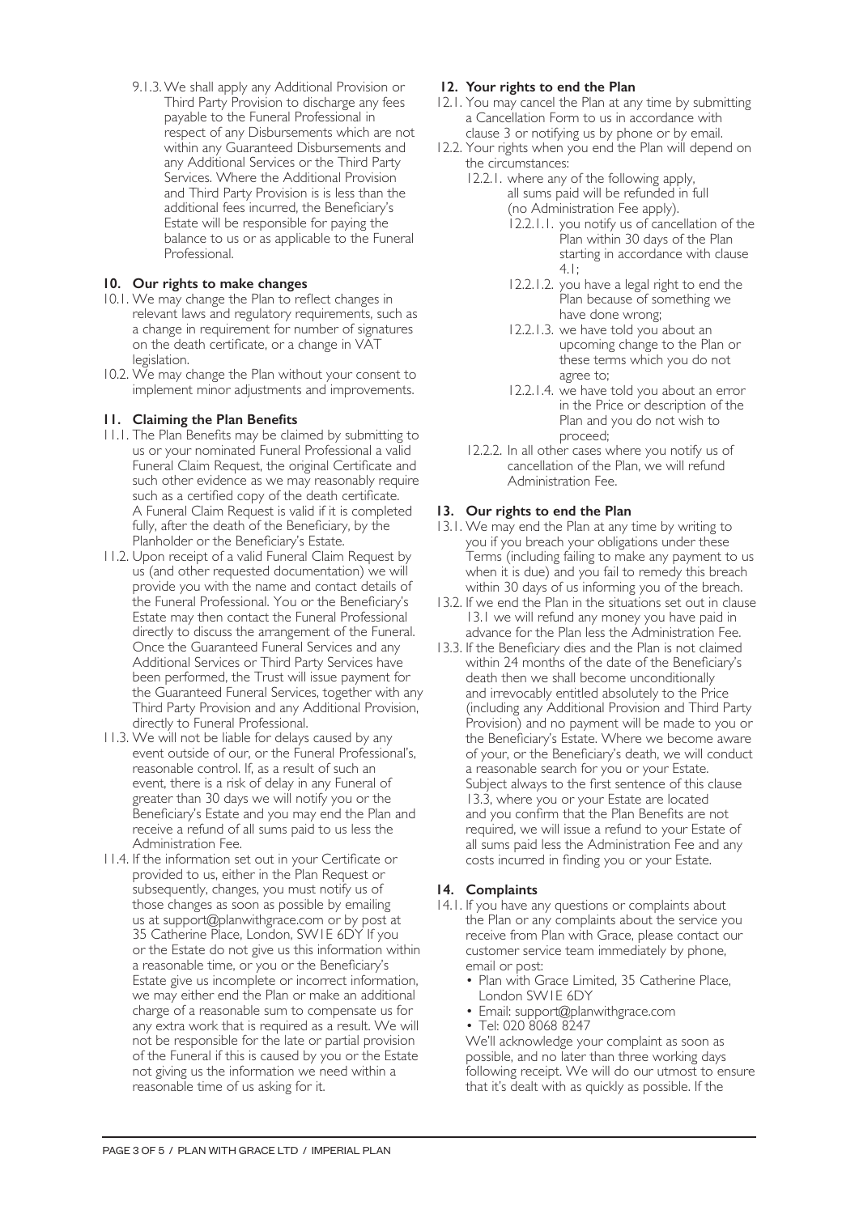9.1.3. We shall apply any Additional Provision or Third Party Provision to discharge any fees payable to the Funeral Professional in respect of any Disbursements which are not within any Guaranteed Disbursements and any Additional Services or the Third Party Services. Where the Additional Provision and Third Party Provision is is less than the additional fees incurred, the Beneficiary's Estate will be responsible for paying the balance to us or as applicable to the Funeral Professional.

## 10. Our rights to make changes

10.1. We may change the Plan to reflect changes in relevant laws and regulatory requirements, such as a change in requirement for number of signatures on the death certificate, or a change in VAT legislation.

10.2. We may change the Plan without your consent to implement minor adjustments and improvements.

## 11. Claiming the Plan Benefits

11.1. The Plan Benefits may be claimed by submitting to us or your nominated Funeral Professional a valid Funeral Claim Request, the original Certificate and such other evidence as we may reasonably require such as a certified copy of the death certificate. A Funeral Claim Request is valid if it is completed fully, after the death of the Beneficiary, by the Planholder or the Beneficiary's Estate.

11.2. Upon receipt of a valid Funeral Claim Request by us (and other requested documentation) we will provide you with the name and contact details of the Funeral Professional. You or the Beneficiary's Estate may then contact the Funeral Professional directly to discuss the arrangement of the Funeral. Once the Guaranteed Funeral Services and any Additional Services or Third Party Services have been performed, the Trust will issue payment for the Guaranteed Funeral Services, together with any Third Party Provision and any Additional Provision, directly to Funeral Professional.

11.3. We will not be liable for delays caused by any event outside of our, or the Funeral Professional's, reasonable control. If, as a result of such an event, there is a risk of delay in any Funeral of greater than 30 days we will notify you or the Beneficiary's Estate and you may end the Plan and receive a refund of all sums paid to us less the Administration Fee.

11.4. If the information set out in your Certificate or provided to us, either in the Plan Request or subsequently, changes, you must notify us of those changes as soon as possible by emailing us at support@planwithgrace.com or by post at 35 Catherine Place, London, SW1E 6DY If you or the Estate do not give us this information within a reasonable time, or you or the Beneficiary's Estate give us incomplete or incorrect information, we may either end the Plan or make an additional charge of a reasonable sum to compensate us for any extra work that is required as a result. We will not be responsible for the late or partial provision of the Funeral if this is caused by you or the Estate not giving us the information we need within a reasonable time of us asking for it.

## 12. Your rights to end the Plan

12.1. You may cancel the Plan at any time by submitting a Cancellation Form to us in accordance with clause 3 or notifying us by phone or by email.

12.2. Your rights when you end the Plan will depend on the circumstances:

12.2.1. where any of the following apply, all sums paid will be refunded in full (no Administration Fee apply).

12.2.1.1. you notify us of cancellation of the Plan within 30 days of the Plan starting in accordance with clause 4.1;

12.2.1.2. you have a legal right to end the Plan because of something we have done wrong;

12.2.1.3. we have told you about an upcoming change to the Plan or these terms which you do not agree to;

12.2.1.4. we have told you about an error in the Price or description of the Plan and you do not wish to proceed;

12.2.2. In all other cases where you notify us of cancellation of the Plan, we will refund Administration Fee.

## 13. Our rights to end the Plan

13.1. We may end the Plan at any time by writing to you if you breach your obligations under these Terms (including failing to make any payment to us when it is due) and you fail to remedy this breach within 30 days of us informing you of the breach.

13.2. If we end the Plan in the situations set out in clause 13.1 we will refund any money you have paid in advance for the Plan less the Administration Fee.

13.3. If the Beneficiary dies and the Plan is not claimed within 24 months of the date of the Beneficiary's death then we shall become unconditionally and irrevocably entitled absolutely to the Price (including any Additional Provision and Third Party Provision) and no payment will be made to you or the Beneficiary's Estate. Where we become aware of your, or the Beneficiary's death, we will conduct a reasonable search for you or your Estate. Subject always to the first sentence of this clause 13.3, where you or your Estate are located and you confirm that the Plan Benefits are not required, we will issue a refund to your Estate of all sums paid less the Administration Fee and any costs incurred in finding you or your Estate.

## 14. Complaints

14.1. If you have any questions or complaints about the Plan or any complaints about the service you receive from Plan with Grace, please contact our customer service team immediately by phone, email or post:

- Plan with Grace Limited, 35 Catherine Place, London SW1E 6DY
- Email: support@planwithgrace.com
- Tel: 020 8068 8247

We'll acknowledge your complaint as soon as possible, and no later than three working days following receipt. We will do our utmost to ensure that it's dealt with as quickly as possible. If the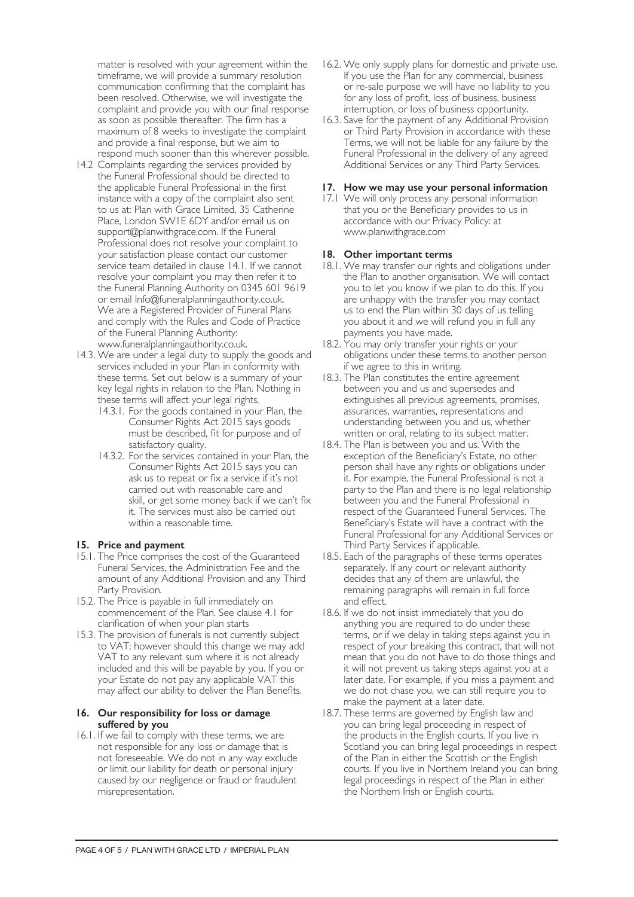matter is resolved with your agreement within the timeframe, we will provide a summary resolution communication confirming that the complaint has been resolved. Otherwise, we will investigate the complaint and provide you with our final response as soon as possible thereafter. The firm has a maximum of 8 weeks to investigate the complaint and provide a final response, but we aim to respond much sooner than this wherever possible.

14.2 Complaints regarding the services provided by the Funeral Professional should be directed to the applicable Funeral Professional in the first instance with a copy of the complaint also sent to us at: Plan with Grace Limited, 35 Catherine Place, London SW1E 6DY and/or email us on support@planwithgrace.com. If the Funeral Professional does not resolve your complaint to your satisfaction please contact our customer service team detailed in clause 14.1. If we cannot resolve your complaint you may then refer it to the Funeral Planning Authority on 0345 601 9619 or email Info@funeralplanningauthority.co.uk. We are a Registered Provider of Funeral Plans and comply with the Rules and Code of Practice of the Funeral Planning Authority: www.funeralplanningauthority.co.uk.

14.3. We are under a legal duty to supply the goods and services included in your Plan in conformity with these terms. Set out below is a summary of your key legal rights in relation to the Plan. Nothing in these terms will affect your legal rights.

14.3.1. For the goods contained in your Plan, the Consumer Rights Act 2015 says goods must be described, fit for purpose and of satisfactory quality.

14.3.2. For the services contained in your Plan, the Consumer Rights Act 2015 says you can ask us to repeat or fix a service if it's not carried out with reasonable care and skill, or get some money back if we can't fix it. The services must also be carried out within a reasonable time.

## 15. Price and payment

15.1. The Price comprises the cost of the Guaranteed Funeral Services, the Administration Fee and the amount of any Additional Provision and any Third Party Provision.

15.2. The Price is payable in full immediately on commencement of the Plan. See clause 4.1 for clarification of when your plan starts

15.3. The provision of funerals is not currently subject to VAT; however should this change we may add VAT to any relevant sum where it is not already included and this will be payable by you. If you or your Estate do not pay any applicable VAT this may affect our ability to deliver the Plan Benefits.

## 16. Our responsibility for loss or damage suffered by you

16.1. If we fail to comply with these terms, we are not responsible for any loss or damage that is not foreseeable. We do not in any way exclude or limit our liability for death or personal injury caused by our negligence or fraud or fraudulent misrepresentation.

16.2. We only supply plans for domestic and private use. If you use the Plan for any commercial, business or re-sale purpose we will have no liability to you for any loss of profit, loss of business, business interruption, or loss of business opportunity.

16.3. Save for the payment of any Additional Provision or Third Party Provision in accordance with these Terms, we will not be liable for any failure by the Funeral Professional in the delivery of any agreed Additional Services or any Third Party Services.

## 17. How we may use your personal information

17.1 We will only process any personal information that you or the Beneficiary provides to us in accordance with our Privacy Policy: at www.planwithgrace.com

## 18. Other important terms

18.1. We may transfer our rights and obligations under the Plan to another organisation. We will contact you to let you know if we plan to do this. If you are unhappy with the transfer you may contact us to end the Plan within 30 days of us telling you about it and we will refund you in full any payments you have made.

18.2. You may only transfer your rights or your obligations under these terms to another person if we agree to this in writing.

18.3. The Plan constitutes the entire agreement between you and us and supersedes and extinguishes all previous agreements, promises, assurances, warranties, representations and understanding between you and us, whether written or oral, relating to its subject matter.

18.4. The Plan is between you and us. With the exception of the Beneficiary's Estate, no other person shall have any rights or obligations under it. For example, the Funeral Professional is not a party to the Plan and there is no legal relationship between you and the Funeral Professional in respect of the Guaranteed Funeral Services. The Beneficiary's Estate will have a contract with the Funeral Professional for any Additional Services or Third Party Services if applicable.

18.5. Each of the paragraphs of these terms operates separately. If any court or relevant authority decides that any of them are unlawful, the remaining paragraphs will remain in full force and effect.

18.6. If we do not insist immediately that you do anything you are required to do under these terms, or if we delay in taking steps against you in respect of your breaking this contract, that will not mean that you do not have to do those things and it will not prevent us taking steps against you at a later date. For example, if you miss a payment and we do not chase you, we can still require you to make the payment at a later date.

18.7. These terms are governed by English law and you can bring legal proceeding in respect of the products in the English courts. If you live in Scotland you can bring legal proceedings in respect of the Plan in either the Scottish or the English courts. If you live in Northern Ireland you can bring legal proceedings in respect of the Plan in either the Northern Irish or English courts.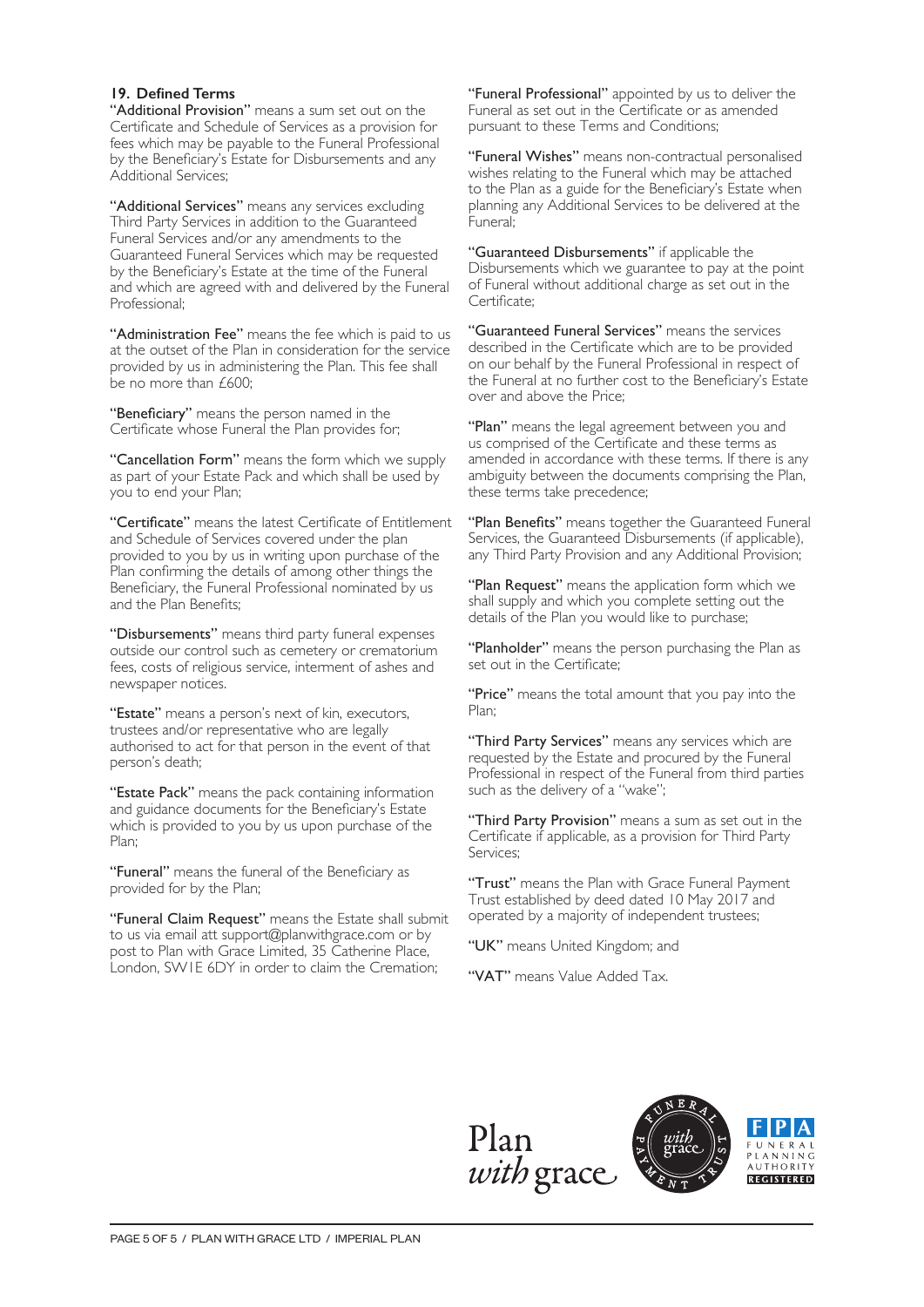### 19. Defined Terms

**"Additional Provision"** means a sum set out on the Certificate and Schedule of Services as a provision for fees which may be payable to the Funeral Professional by the Beneficiary's Estate for Disbursements and any Additional Services;

**"Additional Services"** means any services excluding Third Party Services in addition to the Guaranteed Funeral Services and/or any amendments to the Guaranteed Funeral Services which may be requested by the Beneficiary's Estate at the time of the Funeral and which are agreed with and delivered by the Funeral Professional;

**"Administration Fee"** means the fee which is paid to us at the outset of the Plan in consideration for the service provided by us in administering the Plan. This fee shall be no more than £600;

**"Beneficiary"** means the person named in the Certificate whose Funeral the Plan provides for;

**"Cancellation Form"** means the form which we supply as part of your Estate Pack and which shall be used by you to end your Plan;

**"Certificate"** means the latest Certificate of Entitlement and Schedule of Services covered under the plan provided to you by us in writing upon purchase of the Plan confirming the details of among other things the Beneficiary, the Funeral Professional nominated by us and the Plan Benefits;

**"Disbursements"** means third party funeral expenses outside our control such as cemetery or crematorium fees, costs of religious service, interment of ashes and newspaper notices.

**"Estate"** means a person's next of kin, executors, trustees and/or representative who are legally authorised to act for that person in the event of that person's death;

**"Estate Pack"** means the pack containing information and guidance documents for the Beneficiary's Estate which is provided to you by us upon purchase of the Plan;

**"Funeral"** means the funeral of the Beneficiary as provided for by the Plan;

**"Funeral Claim Request"** means the Estate shall submit to us via email att support@planwithgrace.com or by post to Plan with Grace Limited, 35 Catherine Place, London, SW1E 6DY in order to claim the Cremation;

**"Funeral Professional"** appointed by us to deliver the Funeral as set out in the Certificate or as amended pursuant to these Terms and Conditions;

**"Funeral Wishes"** means non-contractual personalised wishes relating to the Funeral which may be attached to the Plan as a guide for the Beneficiary's Estate when planning any Additional Services to be delivered at the Funeral;

**"Guaranteed Disbursements"** if applicable the Disbursements which we guarantee to pay at the point of Funeral without additional charge as set out in the Certificate;

**"Guaranteed Funeral Services"** means the services described in the Certificate which are to be provided on our behalf by the Funeral Professional in respect of the Funeral at no further cost to the Beneficiary's Estate over and above the Price;

**"Plan"** means the legal agreement between you and us comprised of the Certificate and these terms as amended in accordance with these terms. If there is any ambiguity between the documents comprising the Plan, these terms take precedence;

**"Plan Benefits"** means together the Guaranteed Funeral Services, the Guaranteed Disbursements (if applicable), any Third Party Provision and any Additional Provision;

**"Plan Request"** means the application form which we shall supply and which you complete setting out the details of the Plan you would like to purchase;

**"Planholder"** means the person purchasing the Plan as set out in the Certificate;

**"Price"** means the total amount that you pay into the Plan;

**"Third Party Services"** means any services which are requested by the Estate and procured by the Funeral Professional in respect of the Funeral from third parties such as the delivery of a "wake";

**"Third Party Provision"** means a sum as set out in the Certificate if applicable, as a provision for Third Party Services;

**"Trust"** means the Plan with Grace Funeral Payment Trust established by deed dated 10 May 2017 and operated by a majority of independent trustees;

**"UK"** means United Kingdom; and

**"VAT"** means Value Added Tax.